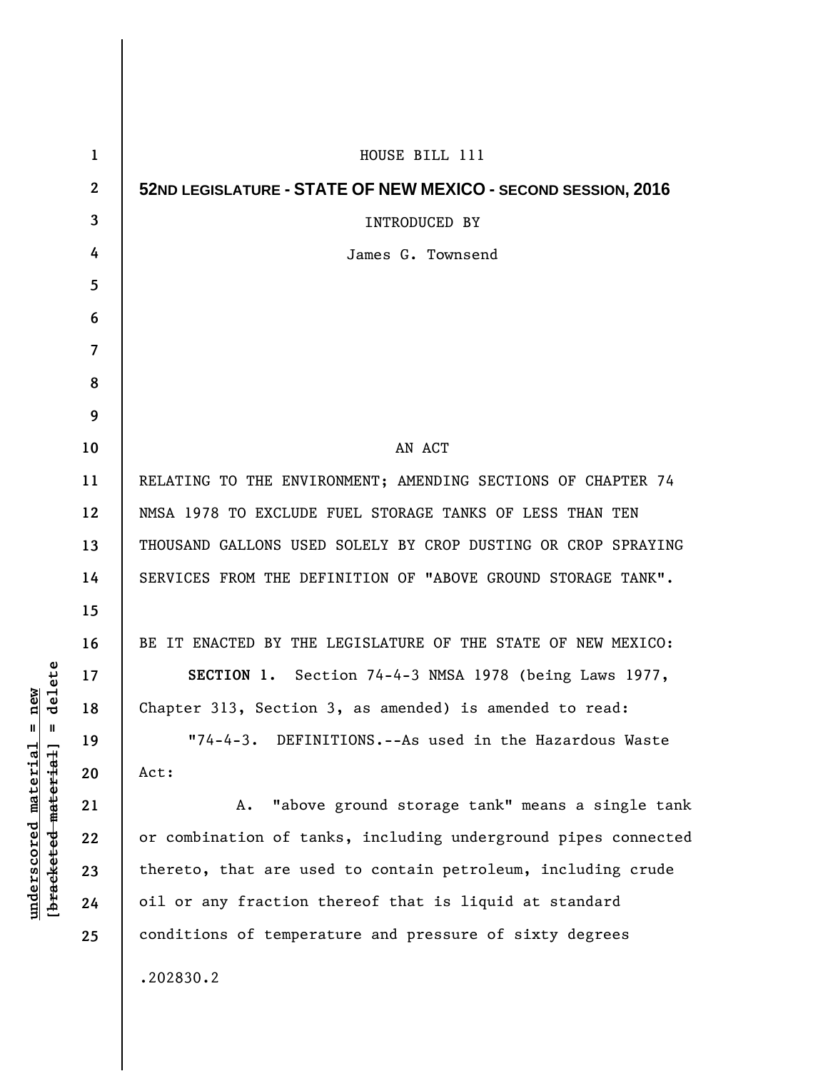HOUSE BILL 111

**52ND LEGISLATURE - STATE OF NEW MEXICO - SECOND SESSION, 2016**

INTRODUCED BY

James G. Townsend

AN ACT

RELATING TO THE ENVIRONMENT; AMENDING SECTIONS OF CHAPTER 74 NMSA 1978 TO EXCLUDE FUEL STORAGE TANKS OF LESS THAN TEN THOUSAND GALLONS USED SOLELY BY CROP DUSTING OR CROP SPRAYING SERVICES FROM THE DEFINITION OF "ABOVE GROUND STORAGE TANK".

BE IT ENACTED BY THE LEGISLATURE OF THE STATE OF NEW MEXICO:

**SECTION 1.** Section 74-4-3 NMSA 1978 (being Laws 1977, Chapter 313, Section 3, as amended) is amended to read:

"74-4-3. DEFINITIONS.--As used in the Hazardous Waste Act:

A. "above ground storage tank" means a single tank or combination of tanks, including underground pipes connected thereto, that are used to contain petroleum, including crude oil or any fraction thereof that is liquid at standard conditions of temperature and pressure of sixty degrees

.202830.2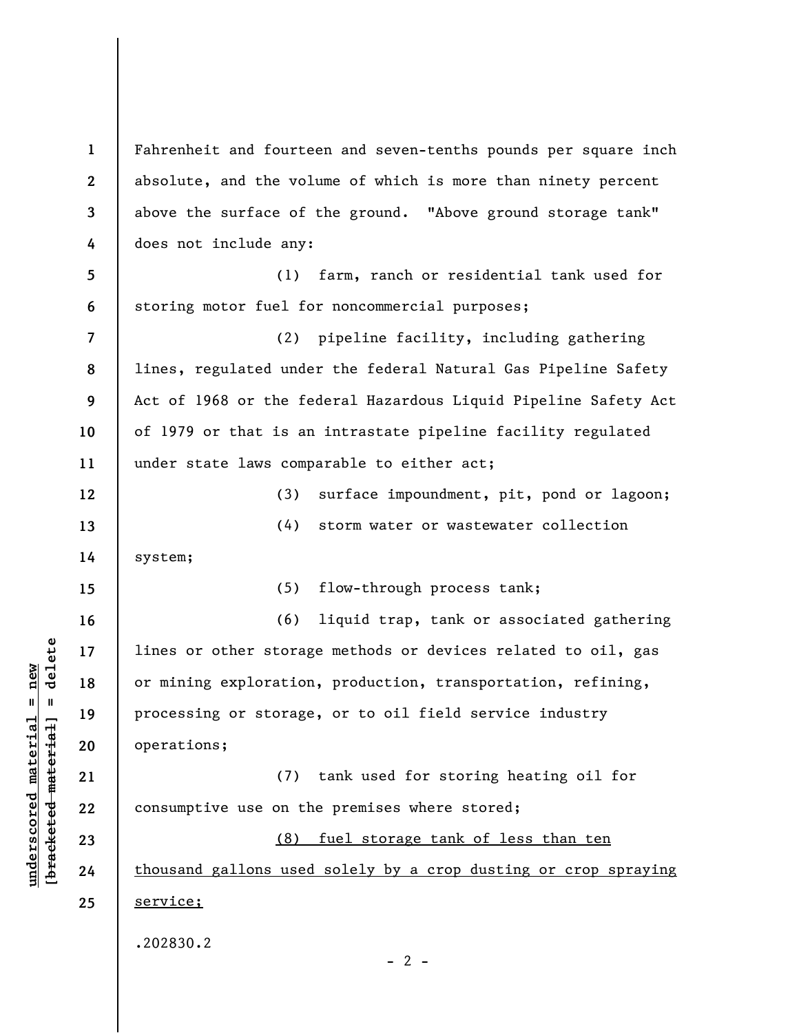Fahrenheit and fourteen and seven-tenths pounds per square inch absolute, and the volume of which is more than ninety percent above the surface of the ground. "Above ground storage tank" does not include any:

(1) farm, ranch or residential tank used for storing motor fuel for noncommercial purposes;

(2) pipeline facility, including gathering lines, regulated under the federal Natural Gas Pipeline Safety Act of 1968 or the federal Hazardous Liquid Pipeline Safety Act of 1979 or that is an intrastate pipeline facility regulated under state laws comparable to either act;

(3) surface impoundment, pit, pond or lagoon;

(4) storm water or wastewater collection system;

(5) flow-through process tank;

(6) liquid trap, tank or associated gathering lines or other storage methods or devices related to oil, gas or mining exploration, production, transportation, refining, processing or storage, or to oil field service industry operations;

(7) tank used for storing heating oil for consumptive use on the premises where stored;

<u>(8) fuel storage tank of less than ten thousand gallons used solely by a crop dusting or crop spraying service;</u>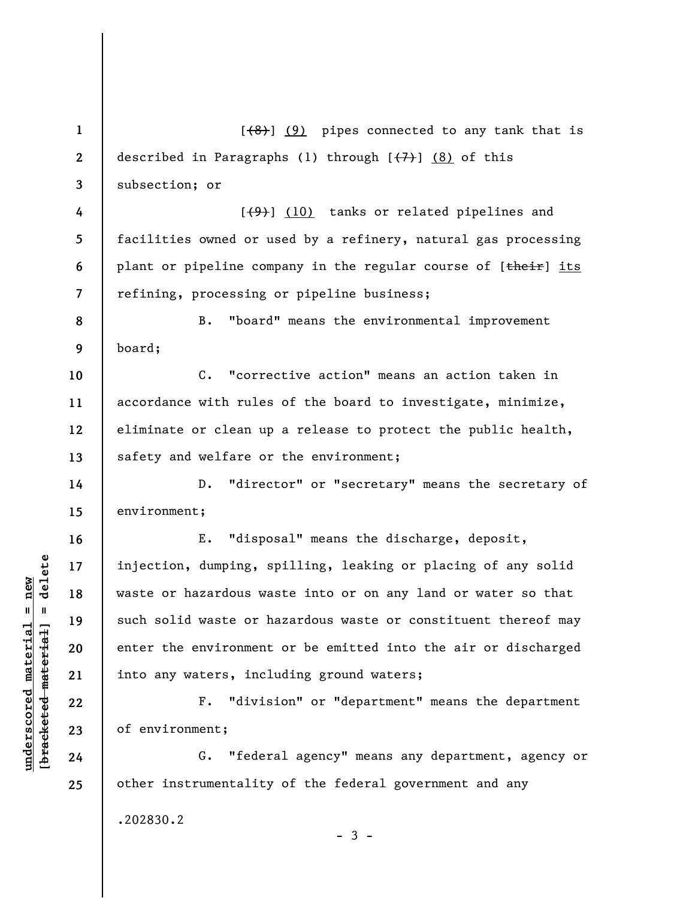[~~(8)~~] <u>(9)</u> pipes connected to any tank that is described in Paragraphs (1) through [~~(7)~~] <u>(8)</u> of this subsection; or

[~~(9)~~] <u>(10)</u> tanks or related pipelines and facilities owned or used by a refinery, natural gas processing plant or pipeline company in the regular course of [~~their~~] <u>its</u> refining, processing or pipeline business;

B. "board" means the environmental improvement board;

C. "corrective action" means an action taken in accordance with rules of the board to investigate, minimize, eliminate or clean up a release to protect the public health, safety and welfare or the environment;

D. "director" or "secretary" means the secretary of environment;

E. "disposal" means the discharge, deposit, injection, dumping, spilling, leaking or placing of any solid waste or hazardous waste into or on any land or water so that such solid waste or hazardous waste or constituent thereof may enter the environment or be emitted into the air or discharged into any waters, including ground waters;

F. "division" or "department" means the department of environment;

G. "federal agency" means any department, agency or other instrumentality of the federal government and any

.202830.2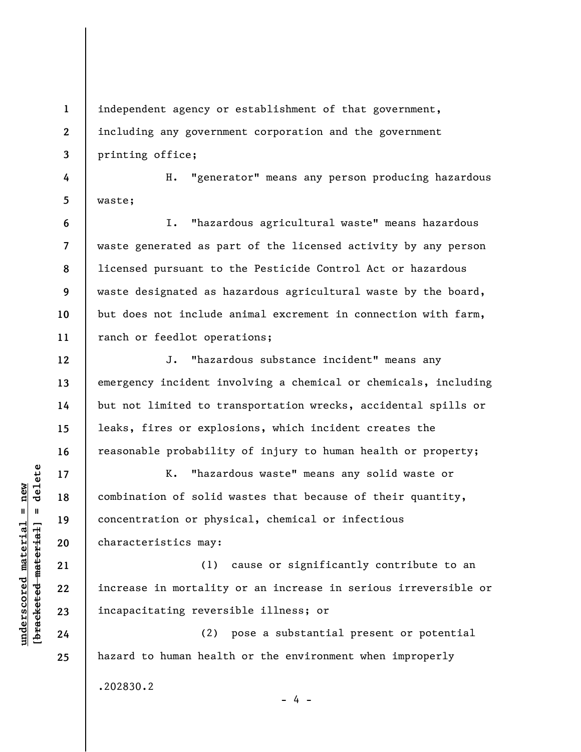independent agency or establishment of that government, including any government corporation and the government printing office;

H. "generator" means any person producing hazardous waste;

I. "hazardous agricultural waste" means hazardous waste generated as part of the licensed activity by any person licensed pursuant to the Pesticide Control Act or hazardous waste designated as hazardous agricultural waste by the board, but does not include animal excrement in connection with farm, ranch or feedlot operations;

J. "hazardous substance incident" means any emergency incident involving a chemical or chemicals, including but not limited to transportation wrecks, accidental spills or leaks, fires or explosions, which incident creates the reasonable probability of injury to human health or property;

K. "hazardous waste" means any solid waste or combination of solid wastes that because of their quantity, concentration or physical, chemical or infectious characteristics may:

(1) cause or significantly contribute to an increase in mortality or an increase in serious irreversible or incapacitating reversible illness; or

(2) pose a substantial present or potential hazard to human health or the environment when improperly

.202830.2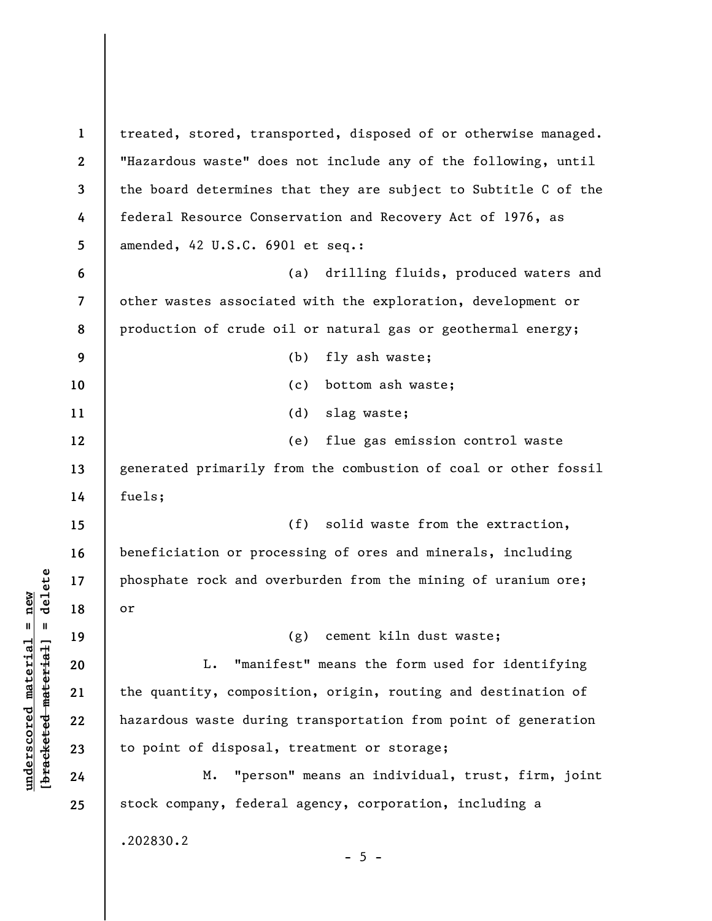treated, stored, transported, disposed of or otherwise managed. "Hazardous waste" does not include any of the following, until the board determines that they are subject to Subtitle C of the federal Resource Conservation and Recovery Act of 1976, as amended, 42 U.S.C. 6901 et seq.:

(a) drilling fluids, produced waters and other wastes associated with the exploration, development or production of crude oil or natural gas or geothermal energy;

(b) fly ash waste;

(c) bottom ash waste;

(d) slag waste;

(e) flue gas emission control waste generated primarily from the combustion of coal or other fossil fuels;

(f) solid waste from the extraction, beneficiation or processing of ores and minerals, including phosphate rock and overburden from the mining of uranium ore; or

(g) cement kiln dust waste;

L. "manifest" means the form used for identifying the quantity, composition, origin, routing and destination of hazardous waste during transportation from point of generation to point of disposal, treatment or storage;

M. "person" means an individual, trust, firm, joint stock company, federal agency, corporation, including a

.202830.2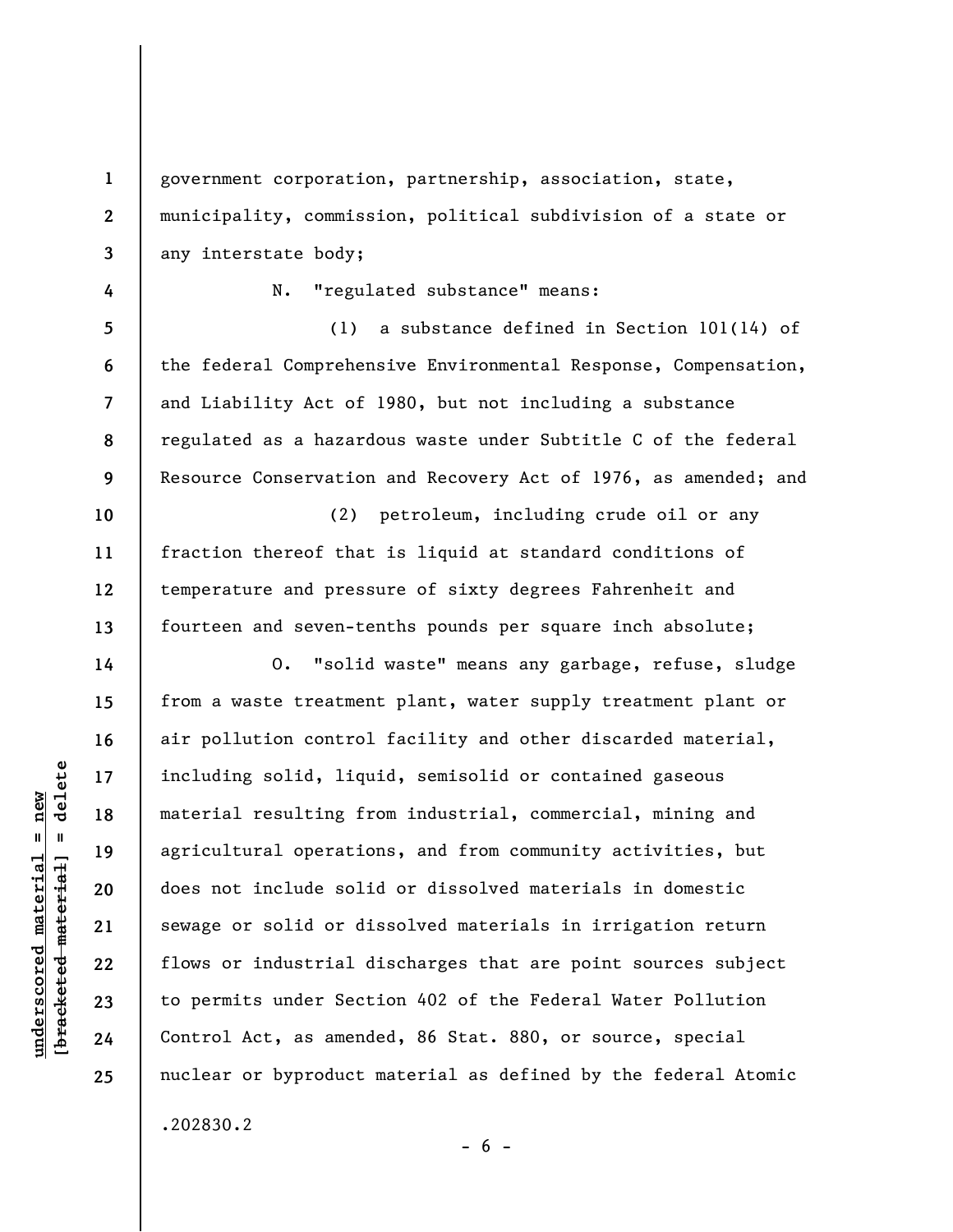government corporation, partnership, association, state, municipality, commission, political subdivision of a state or any interstate body;

N. "regulated substance" means:

(1) a substance defined in Section 101(14) of the federal Comprehensive Environmental Response, Compensation, and Liability Act of 1980, but not including a substance regulated as a hazardous waste under Subtitle C of the federal Resource Conservation and Recovery Act of 1976, as amended; and

(2) petroleum, including crude oil or any fraction thereof that is liquid at standard conditions of temperature and pressure of sixty degrees Fahrenheit and fourteen and seven-tenths pounds per square inch absolute;

O. "solid waste" means any garbage, refuse, sludge from a waste treatment plant, water supply treatment plant or air pollution control facility and other discarded material, including solid, liquid, semisolid or contained gaseous material resulting from industrial, commercial, mining and agricultural operations, and from community activities, but does not include solid or dissolved materials in domestic sewage or solid or dissolved materials in irrigation return flows or industrial discharges that are point sources subject to permits under Section 402 of the Federal Water Pollution Control Act, as amended, 86 Stat. 880, or source, special nuclear or byproduct material as defined by the federal Atomic

.202830.2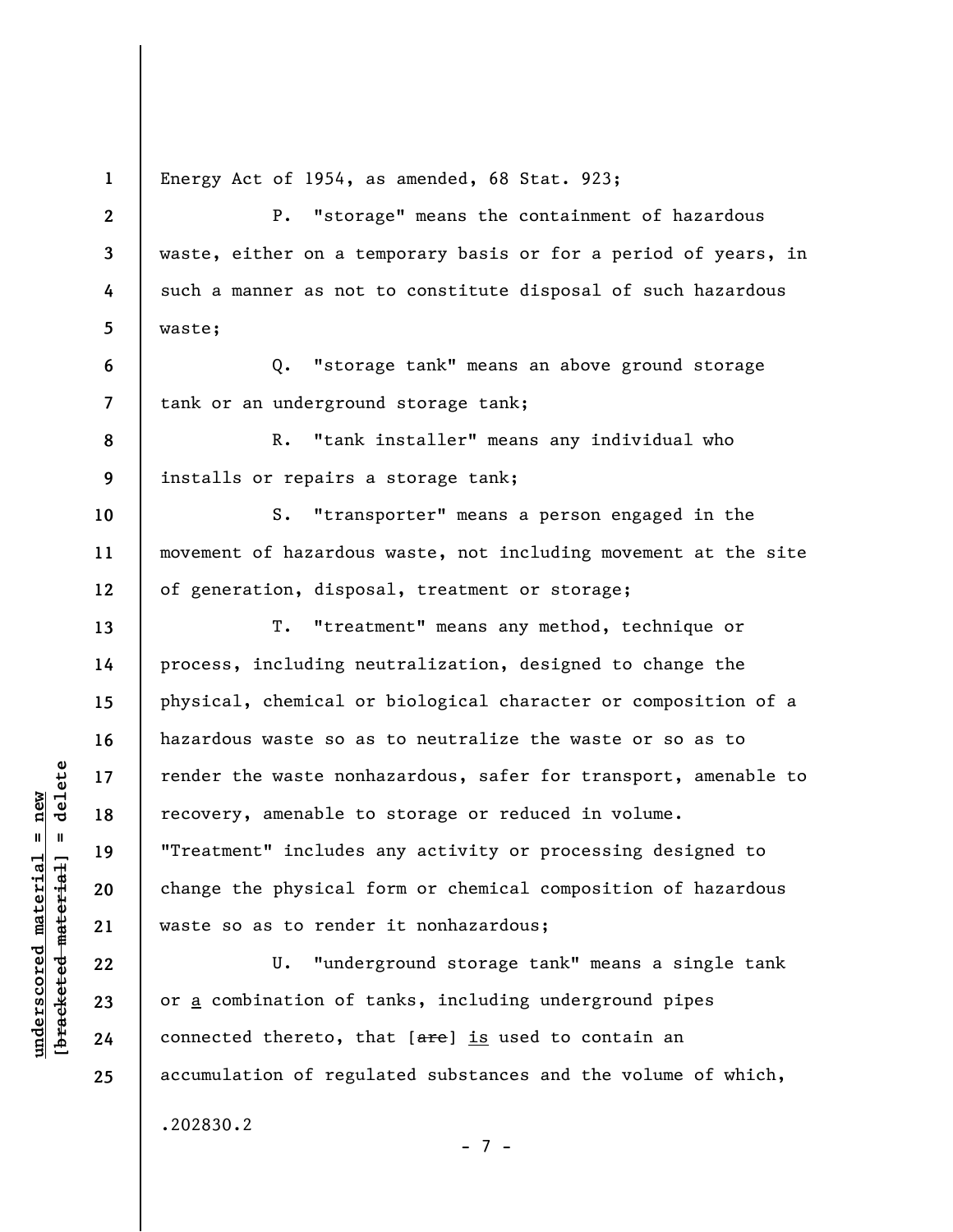Energy Act of 1954, as amended, 68 Stat. 923;

P. "storage" means the containment of hazardous waste, either on a temporary basis or for a period of years, in such a manner as not to constitute disposal of such hazardous waste;

Q. "storage tank" means an above ground storage tank or an underground storage tank;

R. "tank installer" means any individual who installs or repairs a storage tank;

S. "transporter" means a person engaged in the movement of hazardous waste, not including movement at the site of generation, disposal, treatment or storage;

T. "treatment" means any method, technique or process, including neutralization, designed to change the physical, chemical or biological character or composition of a hazardous waste so as to neutralize the waste or so as to render the waste nonhazardous, safer for transport, amenable to recovery, amenable to storage or reduced in volume. "Treatment" includes any activity or processing designed to change the physical form or chemical composition of hazardous waste so as to render it nonhazardous;

U. "underground storage tank" means a single tank or <u>a</u> combination of tanks, including underground pipes connected thereto, that [~~are~~] <u>is</u> used to contain an accumulation of regulated substances and the volume of which,

.202830.2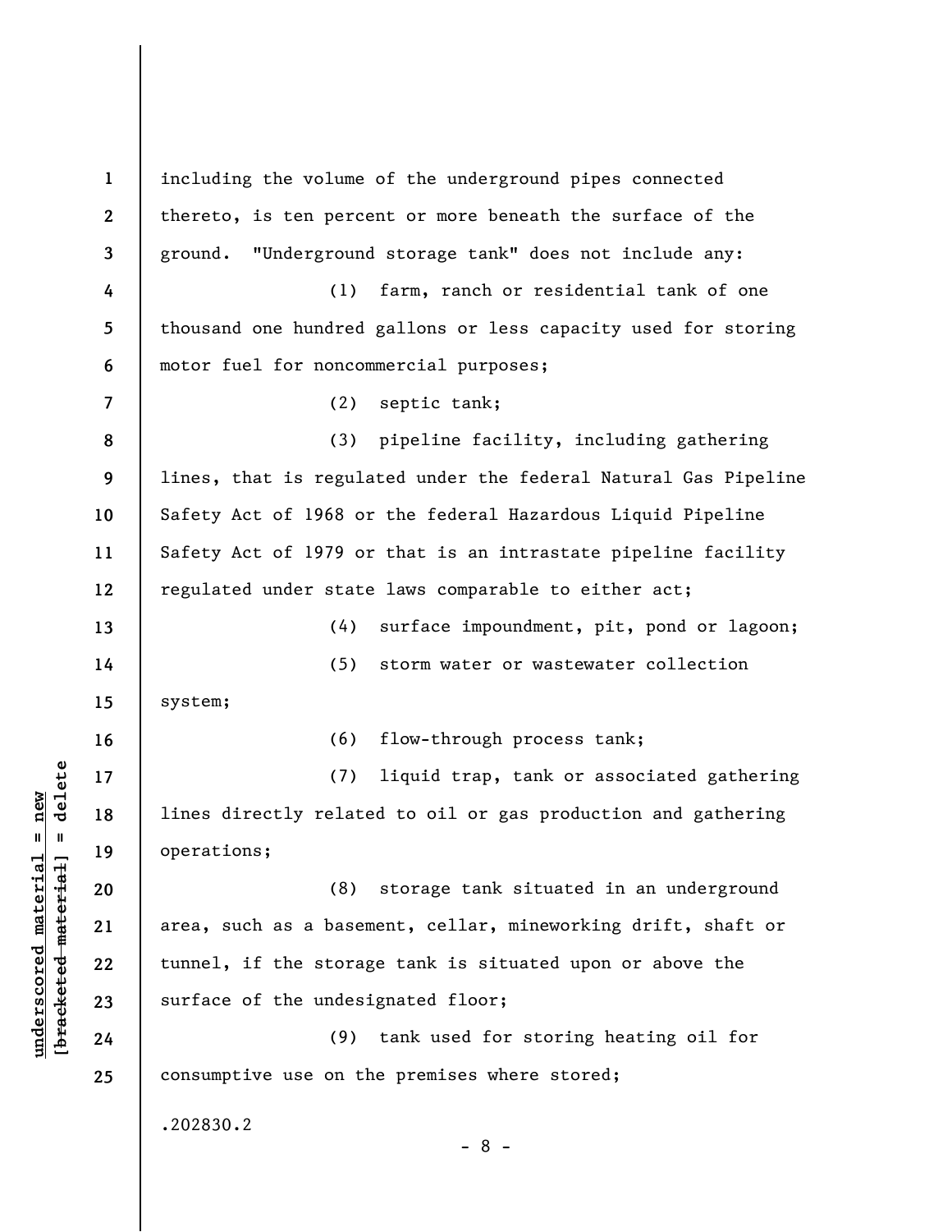including the volume of the underground pipes connected thereto, is ten percent or more beneath the surface of the ground. "Underground storage tank" does not include any:

(1) farm, ranch or residential tank of one thousand one hundred gallons or less capacity used for storing motor fuel for noncommercial purposes;

(2) septic tank;

(3) pipeline facility, including gathering lines, that is regulated under the federal Natural Gas Pipeline Safety Act of 1968 or the federal Hazardous Liquid Pipeline Safety Act of 1979 or that is an intrastate pipeline facility regulated under state laws comparable to either act;

(4) surface impoundment, pit, pond or lagoon;

(5) storm water or wastewater collection system;

(6) flow-through process tank;

(7) liquid trap, tank or associated gathering lines directly related to oil or gas production and gathering operations;

(8) storage tank situated in an underground area, such as a basement, cellar, mineworking drift, shaft or tunnel, if the storage tank is situated upon or above the surface of the undesignated floor;

(9) tank used for storing heating oil for consumptive use on the premises where stored;

.202830.2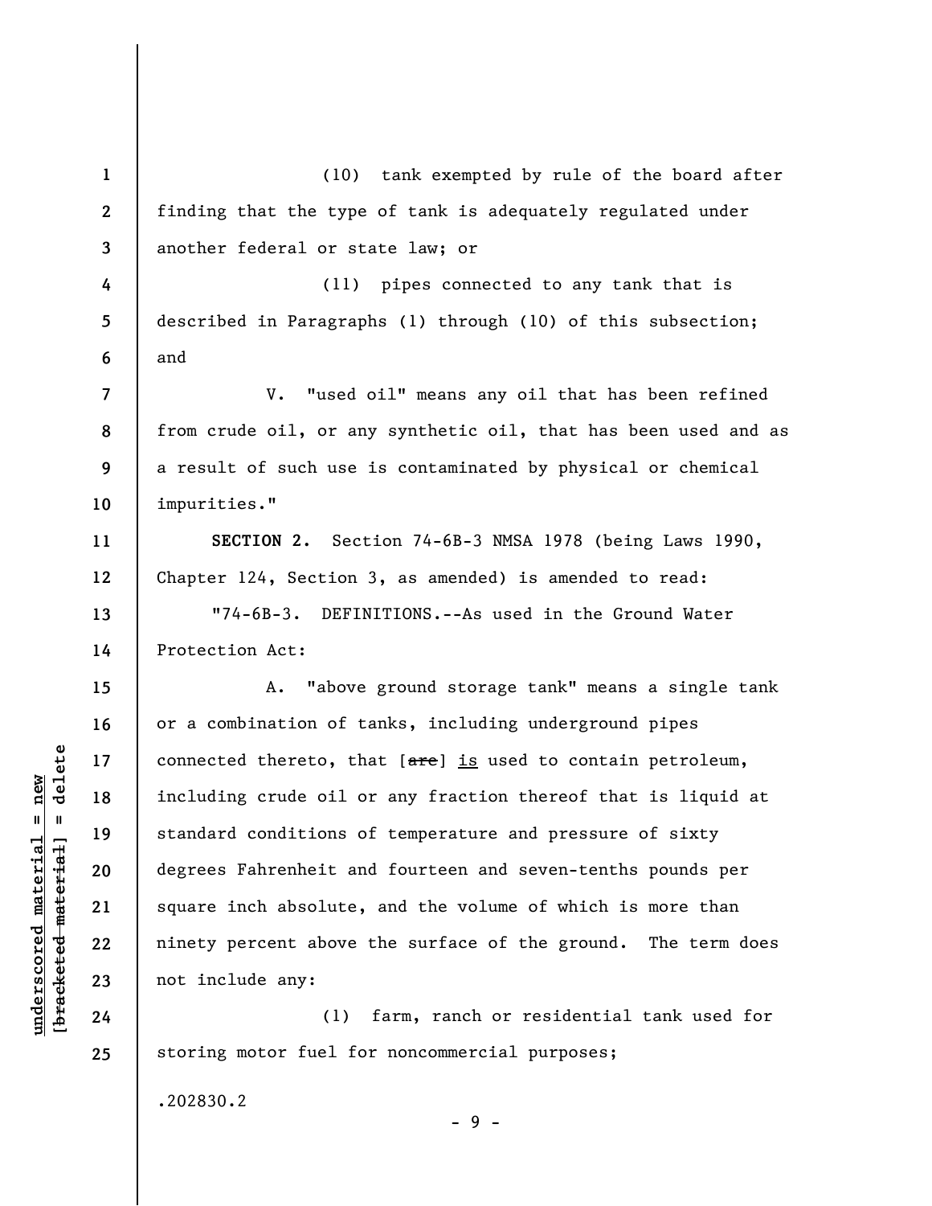(10) tank exempted by rule of the board after finding that the type of tank is adequately regulated under another federal or state law; or

(11) pipes connected to any tank that is described in Paragraphs (1) through (10) of this subsection; and

V. "used oil" means any oil that has been refined from crude oil, or any synthetic oil, that has been used and as a result of such use is contaminated by physical or chemical impurities."

**SECTION 2.** Section 74-6B-3 NMSA 1978 (being Laws 1990, Chapter 124, Section 3, as amended) is amended to read:

"74-6B-3. DEFINITIONS.--As used in the Ground Water Protection Act:

A. "above ground storage tank" means a single tank or a combination of tanks, including underground pipes connected thereto, that [~~are~~] is used to contain petroleum, including crude oil or any fraction thereof that is liquid at standard conditions of temperature and pressure of sixty degrees Fahrenheit and fourteen and seven-tenths pounds per square inch absolute, and the volume of which is more than ninety percent above the surface of the ground. The term does not include any:

(1) farm, ranch or residential tank used for storing motor fuel for noncommercial purposes;

.202830.2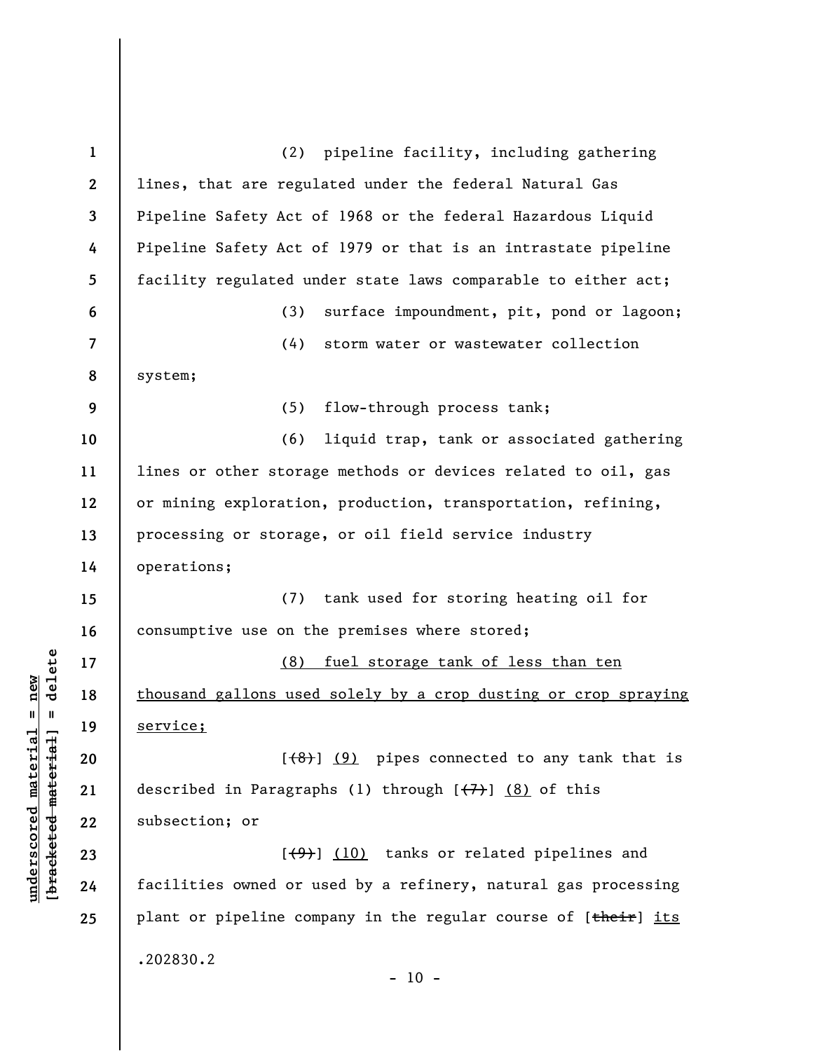(2) pipeline facility, including gathering lines, that are regulated under the federal Natural Gas Pipeline Safety Act of 1968 or the federal Hazardous Liquid Pipeline Safety Act of 1979 or that is an intrastate pipeline facility regulated under state laws comparable to either act;

(3) surface impoundment, pit, pond or lagoon;

(4) storm water or wastewater collection system;

(5) flow-through process tank;

(6) liquid trap, tank or associated gathering lines or other storage methods or devices related to oil, gas or mining exploration, production, transportation, refining, processing or storage, or oil field service industry operations;

(7) tank used for storing heating oil for consumptive use on the premises where stored;

<u>(8) fuel storage tank of less than ten thousand gallons used solely by a crop dusting or crop spraying service;</u>

[~~(8)~~] <u>(9)</u> pipes connected to any tank that is described in Paragraphs (1) through [~~(7)~~] <u>(8)</u> of this subsection; or

[~~(9)~~] <u>(10)</u> tanks or related pipelines and facilities owned or used by a refinery, natural gas processing plant or pipeline company in the regular course of [~~their~~] <u>its</u>

.202830.2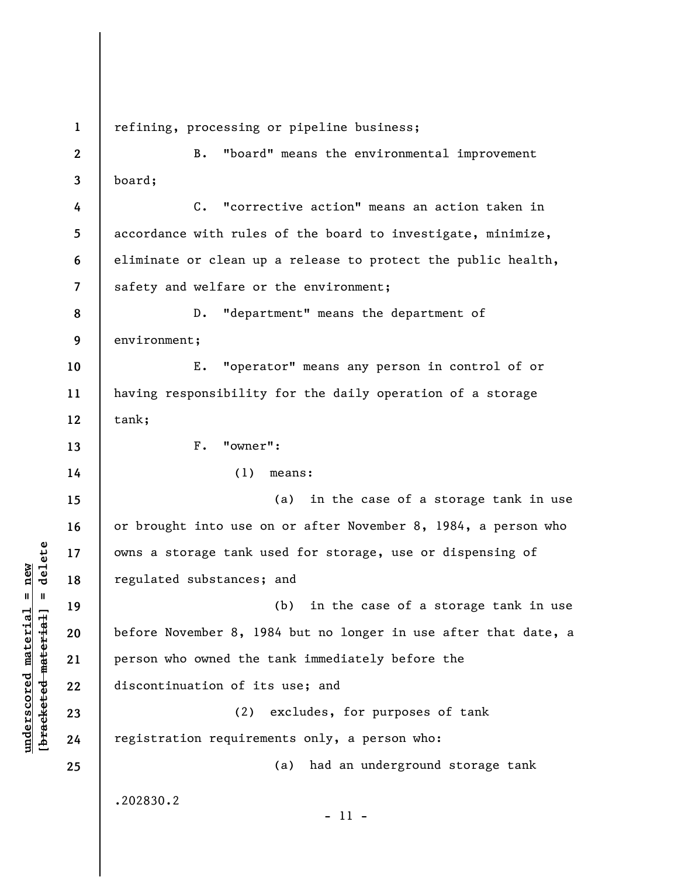refining, processing or pipeline business;

B. "board" means the environmental improvement board;

C. "corrective action" means an action taken in accordance with rules of the board to investigate, minimize, eliminate or clean up a release to protect the public health, safety and welfare or the environment;

D. "department" means the department of environment;

E. "operator" means any person in control of or having responsibility for the daily operation of a storage tank;

F. "owner":

(1) means:

(a) in the case of a storage tank in use or brought into use on or after November 8, 1984, a person who owns a storage tank used for storage, use or dispensing of regulated substances; and

(b) in the case of a storage tank in use before November 8, 1984 but no longer in use after that date, a person who owned the tank immediately before the discontinuation of its use; and

(2) excludes, for purposes of tank registration requirements only, a person who:

(a) had an underground storage tank

.202830.2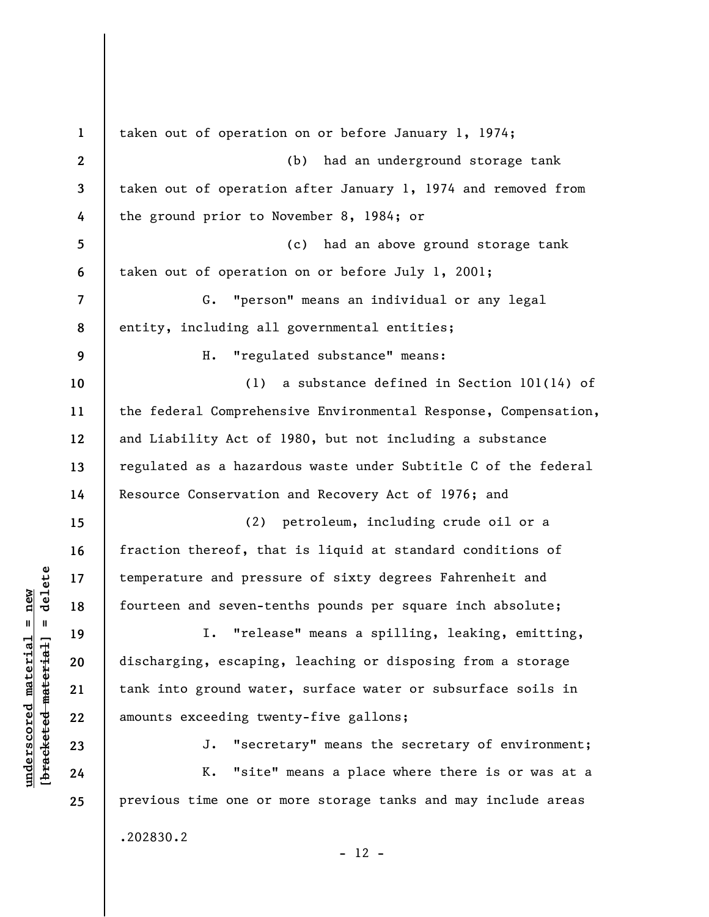taken out of operation on or before January 1, 1974;

(b) had an underground storage tank taken out of operation after January 1, 1974 and removed from the ground prior to November 8, 1984; or

(c) had an above ground storage tank taken out of operation on or before July 1, 2001;

G. "person" means an individual or any legal entity, including all governmental entities;

H. "regulated substance" means:

(1) a substance defined in Section 101(14) of the federal Comprehensive Environmental Response, Compensation, and Liability Act of 1980, but not including a substance regulated as a hazardous waste under Subtitle C of the federal Resource Conservation and Recovery Act of 1976; and

(2) petroleum, including crude oil or a fraction thereof, that is liquid at standard conditions of temperature and pressure of sixty degrees Fahrenheit and fourteen and seven-tenths pounds per square inch absolute;

I. "release" means a spilling, leaking, emitting, discharging, escaping, leaching or disposing from a storage tank into ground water, surface water or subsurface soils in amounts exceeding twenty-five gallons;

J. "secretary" means the secretary of environment;

K. "site" means a place where there is or was at a previous time one or more storage tanks and may include areas

.202830.2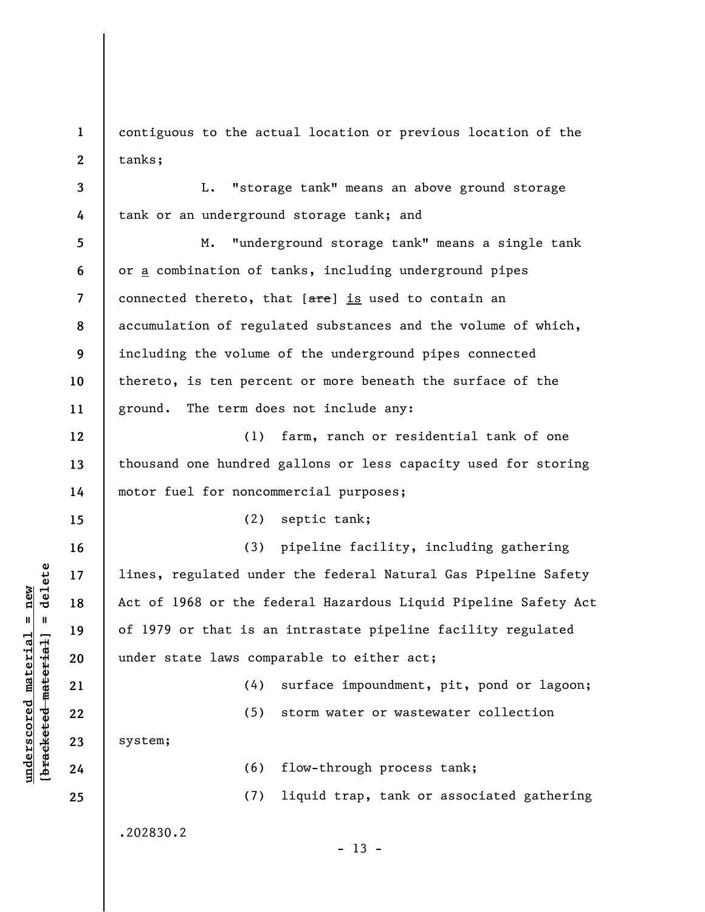contiguous to the actual location or previous location of the tanks;

L. "storage tank" means an above ground storage tank or an underground storage tank; and

M. "underground storage tank" means a single tank or a combination of tanks, including underground pipes connected thereto, that [~~are~~] is used to contain an accumulation of regulated substances and the volume of which, including the volume of the underground pipes connected thereto, is ten percent or more beneath the surface of the ground. The term does not include any:

(1) farm, ranch or residential tank of one thousand one hundred gallons or less capacity used for storing motor fuel for noncommercial purposes;

(2) septic tank;

(3) pipeline facility, including gathering lines, regulated under the federal Natural Gas Pipeline Safety Act of 1968 or the federal Hazardous Liquid Pipeline Safety Act of 1979 or that is an intrastate pipeline facility regulated under state laws comparable to either act;

(4) surface impoundment, pit, pond or lagoon;

(5) storm water or wastewater collection system;

(6) flow-through process tank;

(7) liquid trap, tank or associated gathering

.202830.2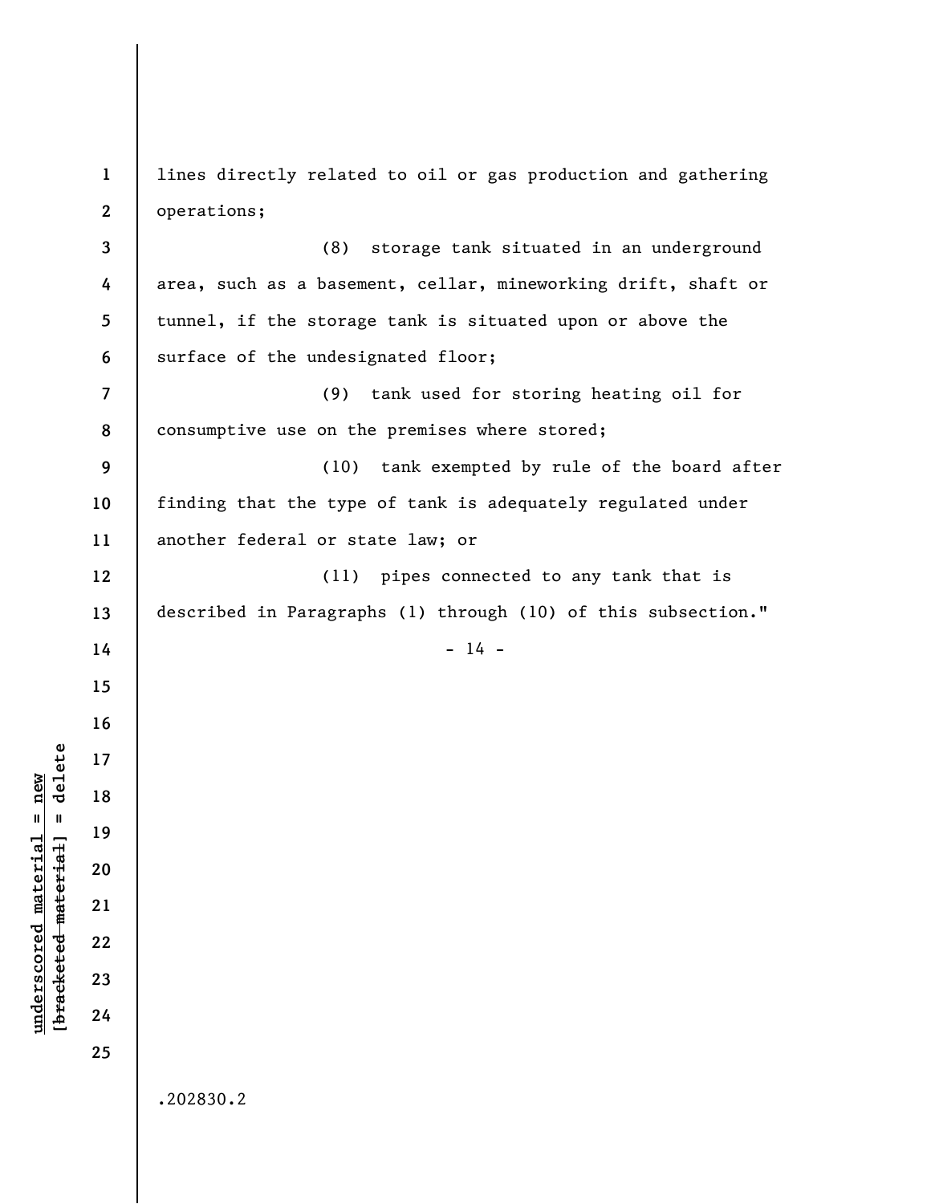lines directly related to oil or gas production and gathering operations;

(8) storage tank situated in an underground area, such as a basement, cellar, mineworking drift, shaft or tunnel, if the storage tank is situated upon or above the surface of the undesignated floor;

(9) tank used for storing heating oil for consumptive use on the premises where stored;

(10) tank exempted by rule of the board after finding that the type of tank is adequately regulated under another federal or state law; or

(11) pipes connected to any tank that is described in Paragraphs (1) through (10) of this subsection."

.202830.2